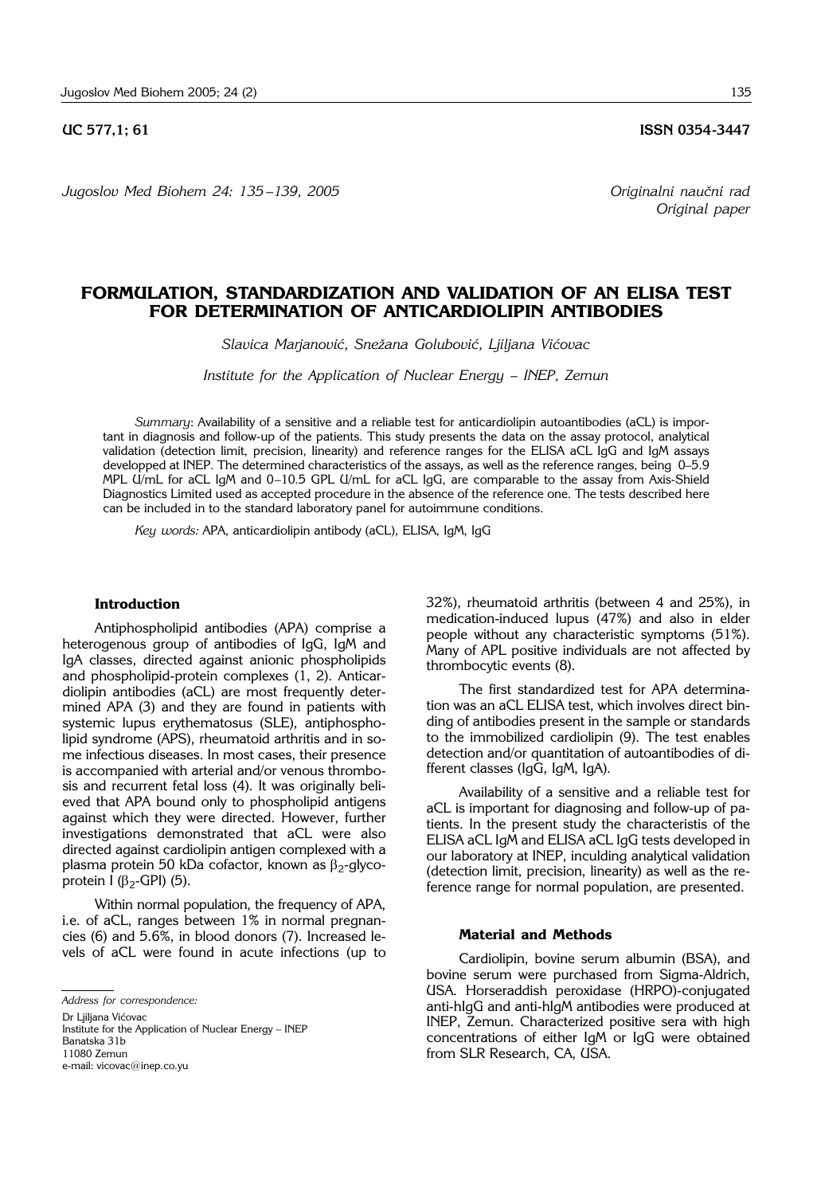UC 577,1; 61

ISSN 0354-3447

*Jugoslov Med Biohem 24: 135 – 139, 2005*

*Originalni naučni rad*
*Original paper*

# FORMULATION, STANDARDIZATION AND VALIDATION OF AN ELISA TEST FOR DETERMINATION OF ANTICARDIOLIPIN ANTIBODIES

*Slavica Marjanović, Snežana Golubović, Ljiljana Vićovac*

*Institute for the Application of Nuclear Energy – INEP, Zemun*

*Summary*: Availability of a sensitive and a reliable test for anticardiolipin autoantibodies (aCL) is important in diagnosis and follow-up of the patients. This study presents the data on the assay protocol, analytical validation (detection limit, precision, linearity) and reference ranges for the ELISA aCL IgG and IgM assays developped at INEP. The determined characteristics of the assays, as well as the reference ranges, being 0–5.9 MPL U/mL for aCL IgM and 0–10.5 GPL U/mL for aCL IgG, are comparable to the assay from Axis-Shield Diagnostics Limited used as accepted procedure in the absence of the reference one. The tests described here can be included in to the standard laboratory panel for autoimmune conditions.

*Key words:* APA, anticardiolipin antibody (aCL), ELISA, IgM, IgG

## Introduction

Antiphospholipid antibodies (APA) comprise a heterogenous group of antibodies of IgG, IgM and IgA classes, directed against anionic phospholipids and phospholipid-protein complexes (1, 2). Anticardiolipin antibodies (aCL) are most frequently determined APA (3) and they are found in patients with systemic lupus erythematosus (SLE), antiphospholipid syndrome (APS), rheumatoid arthritis and in some infectious diseases. In most cases, their presence is accompanied with arterial and/or venous thrombosis and recurrent fetal loss (4). It was originally believed that APA bound only to phospholipid antigens against which they were directed. However, further investigations demonstrated that aCL were also directed against cardiolipin antigen complexed with a plasma protein 50 kDa cofactor, known as $\beta_2$-glycoprotein I ($\beta_2$-GPI) (5).

Within normal population, the frequency of APA, i.e. of aCL, ranges between 1% in normal pregnancies (6) and 5.6%, in blood donors (7). Increased levels of aCL were found in acute infections (up to 32%), rheumatoid arthritis (between 4 and 25%), in medication-induced lupus (47%) and also in elder people without any characteristic symptoms (51%). Many of APL positive individuals are not affected by thrombocytic events (8).

The first standardized test for APA determination was an aCL ELISA test, which involves direct binding of antibodies present in the sample or standards to the immobilized cardiolipin (9). The test enables detection and/or quantitation of autoantibodies of different classes (IgG, IgM, IgA).

Availability of a sensitive and a reliable test for aCL is important for diagnosing and follow-up of patients. In the present study the characteristis of the ELISA aCL IgM and ELISA aCL IgG tests developed in our laboratory at INEP, inculding analytical validation (detection limit, precision, linearity) as well as the reference range for normal population, are presented.

## Material and Methods

Cardiolipin, bovine serum albumin (BSA), and bovine serum were purchased from Sigma-Aldrich, USA. Horseraddish peroxidase (HRPO)-conjugated anti-hIgG and anti-hIgM antibodies were produced at INEP, Zemun. Characterized positive sera with high concentrations of either IgM or IgG were obtained from SLR Research, CA, USA.

*Address for correspondence:*

Dr Ljiljana Vićovac
Institute for the Application of Nuclear Energy – INEP
Banatska 31b
11080 Zemun
e-mail: vicovac@inep.co.yu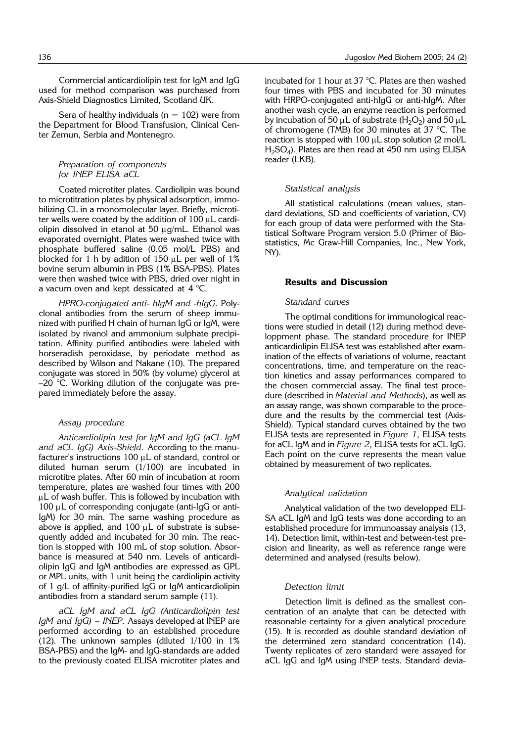Commercial anticardiolipin test for IgM and IgG used for method comparison was purchased from Axis-Shield Diagnostics Limited, Scotland UK.

Sera of healthy individuals (n = 102) were from the Department for Blood Transfusion, Clinical Center Zemun, Serbia and Montenegro.

### *Preparation of components for INEP ELISA aCL*

Coated microtiter plates. Cardiolipin was bound to microtitration plates by physical adsorption, immobilizing CL in a monomolecular layer. Briefly, microtiter wells were coated by the addition of 100 μL cardiolipin dissolved in etanol at 50 μg/mL. Ethanol was evaporated overnight. Plates were washed twice with phosphate buffered saline (0.05 mol/L PBS) and blocked for 1 h by adition of 150 μL per well of 1% bovine serum albumin in PBS (1% BSA-PBS). Plates were then washed twice with PBS, dried over night in a vacum oven and kept dessicated at 4 °C.

*HPRO-conjugated anti- hIgM and -hIgG.* Polyclonal antibodies from the serum of sheep immunized with purified H chain of human IgG or IgM, were isolated by rivanol and ammonium sulphate precipitation. Affinity purified antibodies were labeled with horseradish peroxidase, by periodate method as described by Wilson and Nakane (10). The prepared conjugate was stored in 50% (by volume) glycerol at –20 °C. Working dilution of the conjugate was prepared immediately before the assay.

### *Assay procedure*

*Anticardiolipin test for IgM and IgG (aCL IgM and aCL IgG) Axis-Shield.* According to the manufacturer's instructions 100 μL of standard, control or diluted human serum (1/100) are incubated in microtitre plates. After 60 min of incubation at room temperature, plates are washed four times with 200 μL of wash buffer. This is followed by incubation with 100 μL of corresponding conjugate (anti-IgG or anti-IgM) for 30 min. The same washing procedure as above is applied, and 100 μL of substrate is subsequently added and incubated for 30 min. The reaction is stopped with 100 mL of stop solution. Absorbance is measured at 540 nm. Levels of anticardiolipin IgG and IgM antibodies are expressed as GPL or MPL units, with 1 unit being the cardiolipin activity of 1 g/L of affinity-purified IgG or IgM anticardiolipin antibodies from a standard serum sample (11).

*aCL IgM and aCL IgG (Anticardiolipin test IgM and IgG) – INEP.* Assays developed at INEP are performed according to an established procedure (12). The unknown samples (diluted 1/100 in 1% BSA-PBS) and the IgM- and IgG-standards are added to the previously coated ELISA microtiter plates and incubated for 1 hour at 37 °C. Plates are then washed four times with PBS and incubated for 30 minutes with HRPO-conjugated anti-hIgG or anti-hIgM. After another wash cycle, an enzyme reaction is performed by incubation of 50 μL of substrate ($H_2O_2$) and 50 μL of chromogene (TMB) for 30 minutes at 37 °C. The reaction is stopped with 100 μL stop solution (2 mol/L $H_2SO_4$). Plates are then read at 450 nm using ELISA reader (LKB).

### *Statistical analysis*

All statistical calculations (mean values, standard deviations, SD and coefficients of variation, CV) for each group of data were performed with the Statistical Software Program version 5.0 (Primer of Biostatistics, Mc Graw-Hill Companies, Inc., New York, NY).

## Results and Discussion

### *Standard curves*

The optimal conditions for immunological reactions were studied in detail (12) during method developpment phase. The standard procedure for INEP anticardiolipin ELISA test was established after examination of the effects of variations of volume, reactant concentrations, time, and temperature on the reaction kinetics and assay performances compared to the chosen commercial assay. The final test procedure (described in *Material and Methods*), as well as an assay range, was shown comparable to the procedure and the results by the commercial test (Axis-Shield). Typical standard curves obtained by the two ELISA tests are represented in *Figure 1*, ELISA tests for aCL IgM and in *Figure 2*, ELISA tests for aCL IgG. Each point on the curve represents the mean value obtained by measurement of two replicates.

### *Analytical validation*

Analytical validation of the two developped ELISA aCL IgM and IgG tests was done according to an established procedure for immunoassay analysis (13, 14). Detection limit, within-test and between-test precision and linearity, as well as reference range were determined and analysed (results below).

### *Detection limit*

Detection limit is defined as the smallest concentration of an analyte that can be detected with reasonable certainty for a given analytical procedure (15). It is recorded as double standard deviation of the determined zero standard concentration (14). Twenty replicates of zero standard were assayed for aCL IgG and IgM using INEP tests. Standard devia-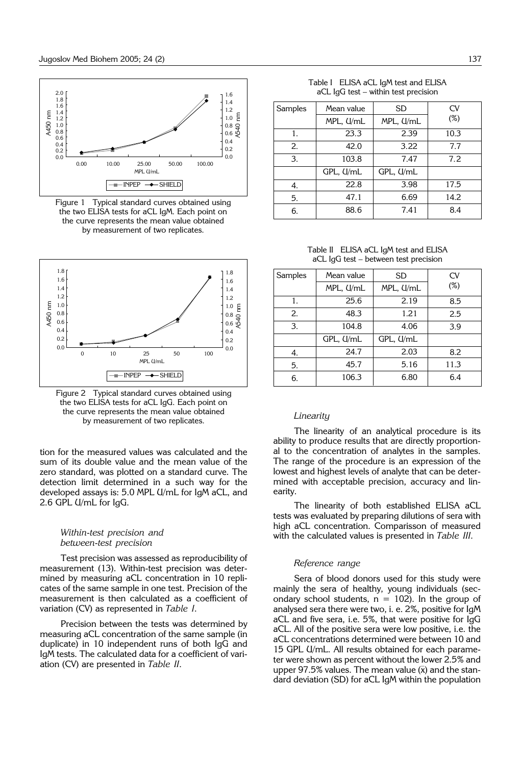Figure 1 Typical standard curves obtained using the two ELISA tests for aCL IgM. Each point on the curve represents the mean value obtained by measurement of two replicates.

Figure 2 Typical standard curves obtained using the two ELISA tests for aCL IgG. Each point on the curve represents the mean value obtained by measurement of two replicates.

tion for the measured values was calculated and the sum of its double value and the mean value of the zero standard, was plotted on a standard curve. The detection limit determined in a such way for the developed assays is: 5.0 MPL U/mL for IgM aCL, and 2.6 GPL U/mL for IgG.

### *Within-test precision and between-test precision*

Test precision was assessed as reproducibility of measurement (13). Within-test precision was determined by measuring aCL concentration in 10 replicates of the same sample in one test. Precision of the measurement is then calculated as a coefficient of variation (CV) as represented in *Table I*.

Precision between the tests was determined by measuring aCL concentration of the same sample (in duplicate) in 10 independent runs of both IgG and IgM tests. The calculated data for a coefficient of variation (CV) are presented in *Table II*.

Table I ELISA aCL IgM test and ELISA aCL IgG test – within test precision

| Samples | Mean value | SD | CV (%) |
|---|---|---|---|
| | MPL, U/mL | MPL, U/mL | |
| 1. | 23.3 | 2.39 | 10.3 |
| 2. | 42.0 | 3.22 | 7.7 |
| 3. | 103.8 | 7.47 | 7.2 |
| | GPL, U/mL | GPL, U/mL | |
| 4. | 22.8 | 3.98 | 17.5 |
| 5. | 47.1 | 6.69 | 14.2 |
| 6. | 88.6 | 7.41 | 8.4 |

Table II ELISA aCL IgM test and ELISA aCL IgG test – between test precision

| Samples | Mean value | SD | CV (%) |
|---|---|---|---|
| | MPL, U/mL | MPL, U/mL | |
| 1. | 25.6 | 2.19 | 8.5 |
| 2. | 48.3 | 1.21 | 2.5 |
| 3. | 104.8 | 4.06 | 3.9 |
| | GPL, U/mL | GPL, U/mL | |
| 4. | 24.7 | 2.03 | 8.2 |
| 5. | 45.7 | 5.16 | 11.3 |
| 6. | 106.3 | 6.80 | 6.4 |

### *Linearity*

The linearity of an analytical procedure is its ability to produce results that are directly proportional to the concentration of analytes in the samples. The range of the procedure is an expression of the lowest and highest levels of analyte that can be determined with acceptable precision, accuracy and linearity.

The linearity of both established ELISA aCL tests was evaluated by preparing dilutions of sera with high aCL concentration. Comparisson of measured with the calculated values is presented in *Table III*.

### *Reference range*

Sera of blood donors used for this study were mainly the sera of healthy, young individuals (secondary school students, n = 102). In the group of analysed sera there were two, i. e. 2%, positive for IgM aCL and five sera, i.e. 5%, that were positive for IgG aCL. All of the positive sera were low positive, i.e. the aCL concentrations determined were between 10 and 15 GPL U/mL. All results obtained for each parameter were shown as percent without the lower 2.5% and upper 97.5% values. The mean value ($\bar{x}$) and the standard deviation (SD) for aCL IgM within the population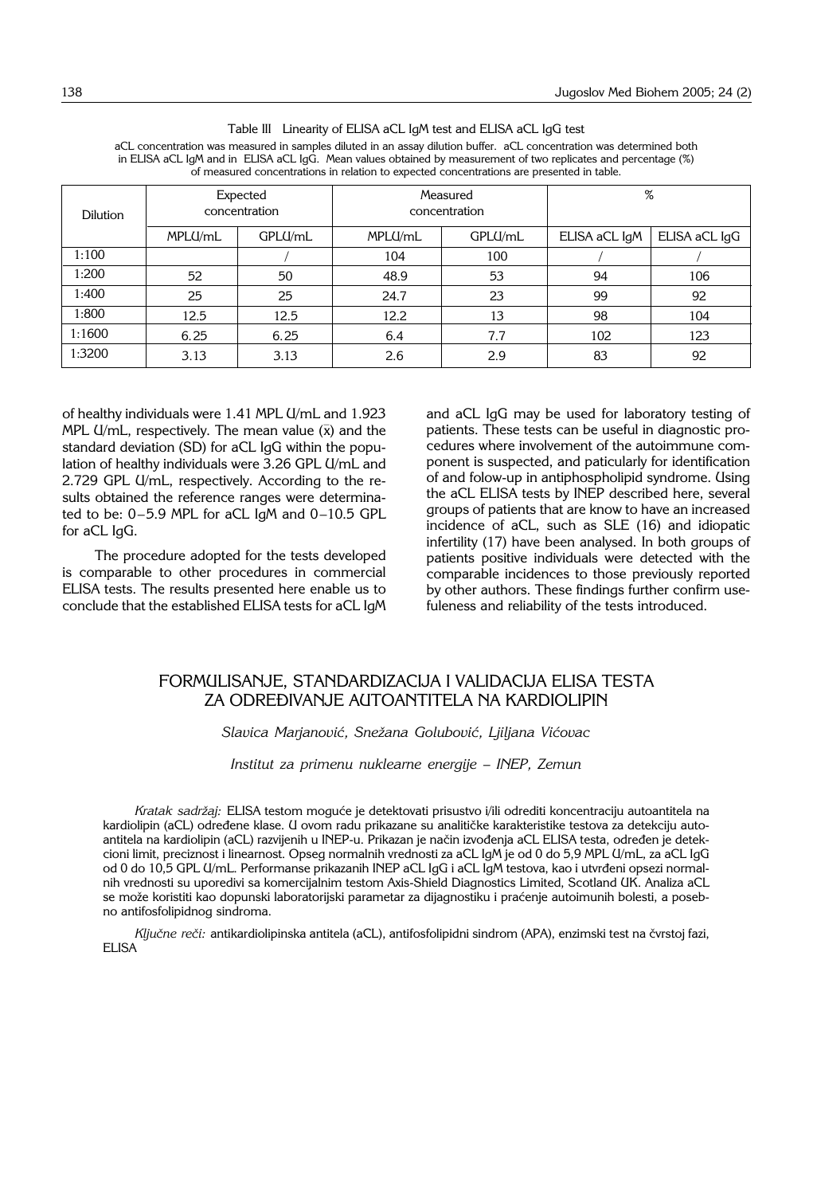Table III Linearity of ELISA aCL IgM test and ELISA aCL IgG test

aCL concentration was measured in samples diluted in an assay dilution buffer. aCL concentration was determined both in ELISA aCL IgM and in ELISA aCL IgG. Mean values obtained by measurement of two replicates and percentage (%) of measured concentrations in relation to expected concentrations are presented in table.

| Dilution | Expected concentration | | Measured concentration | | % | |
|---|---|---|---|---|---|---|
| | MPLU/mL | GPLU/mL | MPLU/mL | GPLU/mL | ELISA aCL IgM | ELISA aCL IgG |
| 1:100 | | / | 104 | 100 | / | / |
| 1:200 | 52 | 50 | 48.9 | 53 | 94 | 106 |
| 1:400 | 25 | 25 | 24.7 | 23 | 99 | 92 |
| 1:800 | 12.5 | 12.5 | 12.2 | 13 | 98 | 104 |
| 1:1600 | 6.25 | 6.25 | 6.4 | 7.7 | 102 | 123 |
| 1:3200 | 3.13 | 3.13 | 2.6 | 2.9 | 83 | 92 |

of healthy individuals were 1.41 MPL U/mL and 1.923 MPL U/mL, respectively. The mean value ($\bar{x}$) and the standard deviation (SD) for aCL IgG within the population of healthy individuals were 3.26 GPL U/mL and 2.729 GPL U/mL, respectively. According to the results obtained the reference ranges were determinated to be: 0–5.9 MPL for aCL IgM and 0–10.5 GPL for aCL IgG.

The procedure adopted for the tests developed is comparable to other procedures in commercial ELISA tests. The results presented here enable us to conclude that the established ELISA tests for aCL IgM and aCL IgG may be used for laboratory testing of patients. These tests can be useful in diagnostic procedures where involvement of the autoimmune component is suspected, and paticulary for identification of and folow-up in antiphospholipid syndrome. Using the aCL ELISA tests by INEP described here, several groups of patients that are know to have an increased incidence of aCL, such as SLE (16) and idiopatic infertility (17) have been analysed. In both groups of patients positive individuals were detected with the comparable incidences to those previously reported by other authors. These findings further confirm usefuleness and reliability of the tests introduced.

## FORMULISANJE, STANDARDIZACIJA I VALIDACIJA ELISA TESTA ZA ODREĐIVANJE AUTOANTITELA NA KARDIOLIPIN

*Slavica Marjanović, Snežana Golubović, Ljiljana Vićovac*

*Institut za primenu nuklearne energije – INEP, Zemun*

*Kratak sadržaj:* ELISA testom moguće je detektovati prisustvo i/ili odrediti koncentraciju autoantitela na kardiolipin (aCL) određene klase. U ovom radu prikazane su analitičke karakteristike testova za detekciju autoantitela na kardiolipin (aCL) razvijenih u INEP-u. Prikazan je način izvođenja aCL ELISA testa, određen je detekcioni limit, preciznost i linearnost. Opseg normalnih vrednosti za aCL IgM je od 0 do 5,9 MPL U/mL, za aCL IgG od 0 do 10,5 GPL U/mL. Performanse prikazanih INEP aCL IgG i aCL IgM testova, kao i utvrđeni opsezi normalnih vrednosti su uporedivi sa komercijalnim testom Axis-Shield Diagnostics Limited, Scotland UK. Analiza aCL se može koristiti kao dopunski laboratorijski parametar za dijagnostiku i praćenje autoimunih bolesti, a posebno antifosfolipidnog sindroma.

*Ključne reči:* antikardiolipinska antitela (aCL), antifosfolipidni sindrom (APA), enzimski test na čvrstoj fazi, ELISA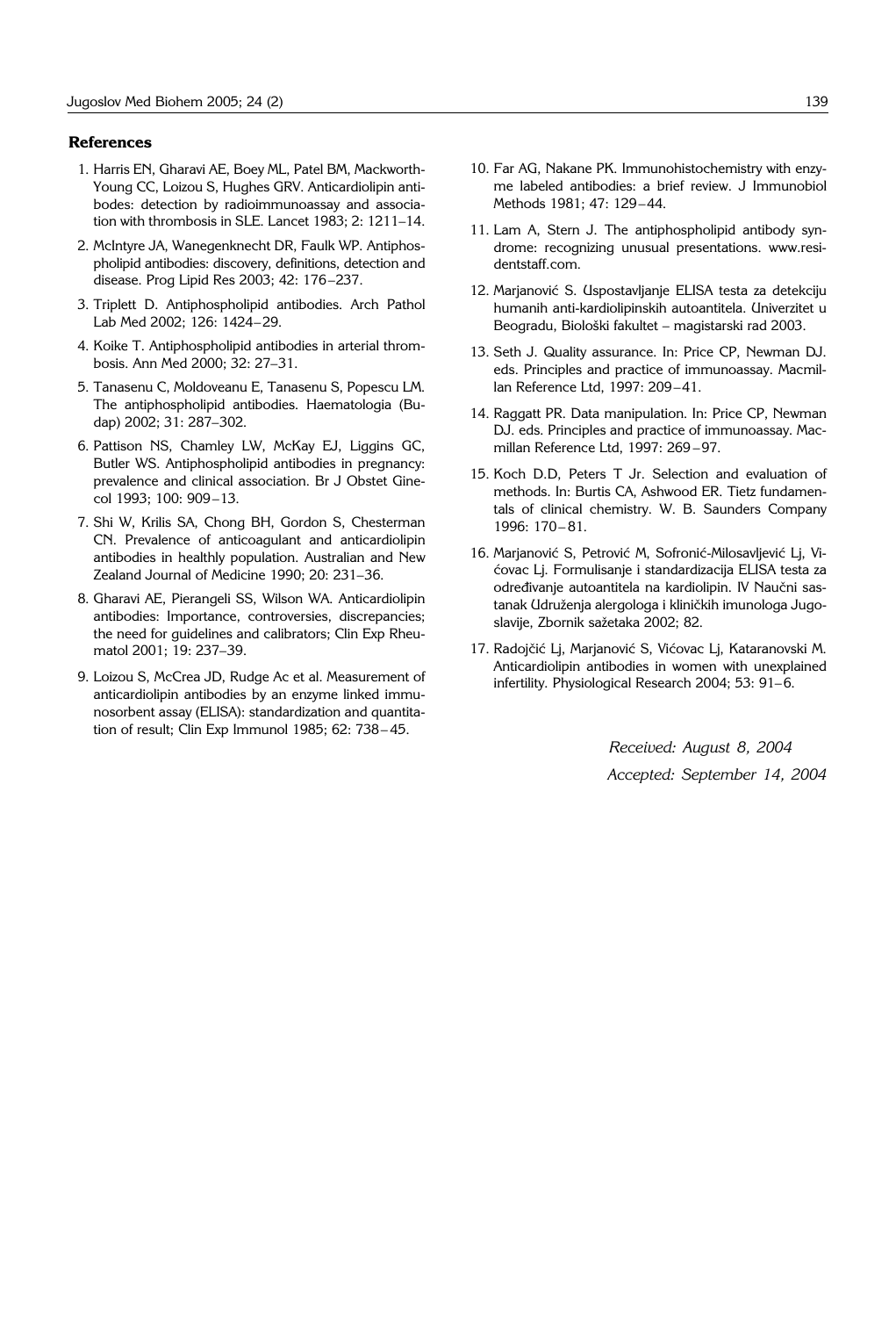## References

1. Harris EN, Gharavi AE, Boey ML, Patel BM, Mackworth-Young CC, Loizou S, Hughes GRV. Anticardiolipin antibodies: detection by radioimmunoassay and association with thrombosis in SLE. Lancet 1983; 2: 1211–14.
2. McIntyre JA, Wanegenknecht DR, Faulk WP. Antiphospholipid antibodies: discovery, definitions, detection and disease. Prog Lipid Res 2003; 42: 176–237.
3. Triplett D. Antiphospholipid antibodies. Arch Pathol Lab Med 2002; 126: 1424–29.
4. Koike T. Antiphospholipid antibodies in arterial thrombosis. Ann Med 2000; 32: 27–31.
5. Tanasenu C, Moldoveanu E, Tanasenu S, Popescu LM. The antiphospholipid antibodies. Haematologia (Budap) 2002; 31: 287–302.
6. Pattison NS, Chamley LW, McKay EJ, Liggins GC, Butler WS. Antiphospholipid antibodies in pregnancy: prevalence and clinical association. Br J Obstet Ginecol 1993; 100: 909–13.
7. Shi W, Krilis SA, Chong BH, Gordon S, Chesterman CN. Prevalence of anticoagulant and anticardiolipin antibodies in healthly population. Australian and New Zealand Journal of Medicine 1990; 20: 231–36.
8. Gharavi AE, Pierangeli SS, Wilson WA. Anticardiolipin antibodies: Importance, controversies, discrepancies; the need for guidelines and calibrators; Clin Exp Rheumatol 2001; 19: 237–39.
9. Loizou S, McCrea JD, Rudge Ac et al. Measurement of anticardiolipin antibodies by an enzyme linked immunosorbent assay (ELISA): standardization and quantitation of result; Clin Exp Immunol 1985; 62: 738–45.
10. Far AG, Nakane PK. Immunohistochemistry with enzyme labeled antibodies: a brief review. J Immunobiol Methods 1981; 47: 129–44.
11. Lam A, Stern J. The antiphospholipid antibody syndrome: recognizing unusual presentations. www.residentstaff.com.
12. Marjanović S. Uspostavljanje ELISA testa za detekciju humanih anti-kardiolipinskih autoantitela. Univerzitet u Beogradu, Biološki fakultet – magistarski rad 2003.
13. Seth J. Quality assurance. In: Price CP, Newman DJ. eds. Principles and practice of immunoassay. Macmillan Reference Ltd, 1997: 209–41.
14. Raggatt PR. Data manipulation. In: Price CP, Newman DJ. eds. Principles and practice of immunoassay. Macmillan Reference Ltd, 1997: 269–97.
15. Koch D.D, Peters T Jr. Selection and evaluation of methods. In: Burtis CA, Ashwood ER. Tietz fundamentals of clinical chemistry. W. B. Saunders Company 1996: 170–81.
16. Marjanović S, Petrović M, Sofronić-Milosavljević Lj, Vićovac Lj. Formulisanje i standardizacija ELISA testa za određivanje autoantitela na kardiolipin. IV Naučni sastanak Udruženja alergologa i kliničkih imunologa Jugoslavije, Zbornik sažetaka 2002; 82.
17. Radojčić Lj, Marjanović S, Vićovac Lj, Kataranovski M. Anticardiolipin antibodies in women with unexplained infertility. Physiological Research 2004; 53: 91–6.

*Received: August 8, 2004*
*Accepted: September 14, 2004*